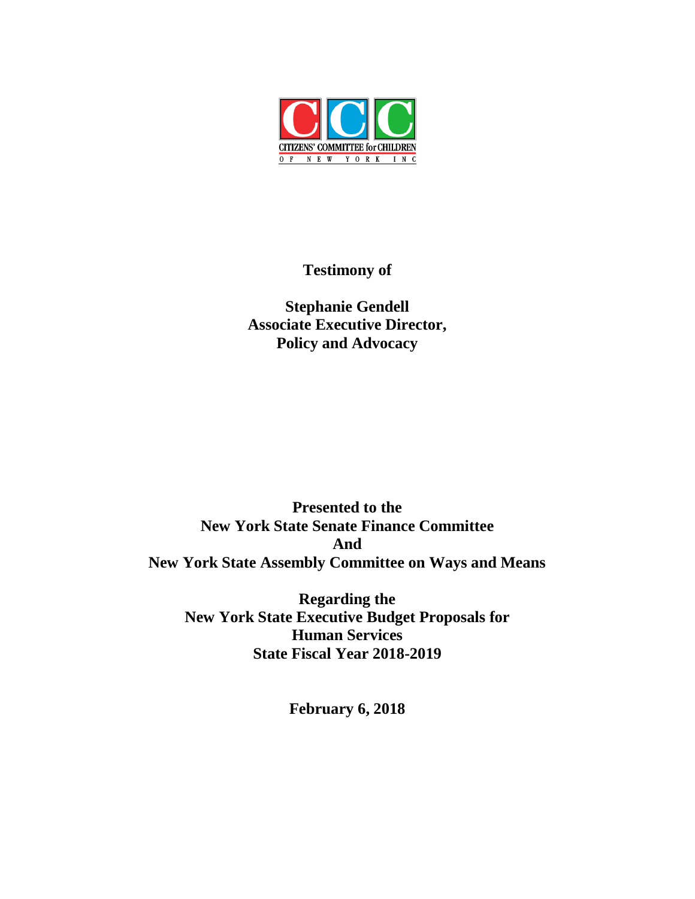CITIZENS' COMMITTEE for CHILDREN OF NEW YORK INC

**Testimony of**

**Stephanie Gendell**
**Associate Executive Director,**
**Policy and Advocacy**

**Presented to the**
**New York State Senate Finance Committee**
**And**
**New York State Assembly Committee on Ways and Means**

**Regarding the**
**New York State Executive Budget Proposals for**
**Human Services**
**State Fiscal Year 2018-2019**

**February 6, 2018**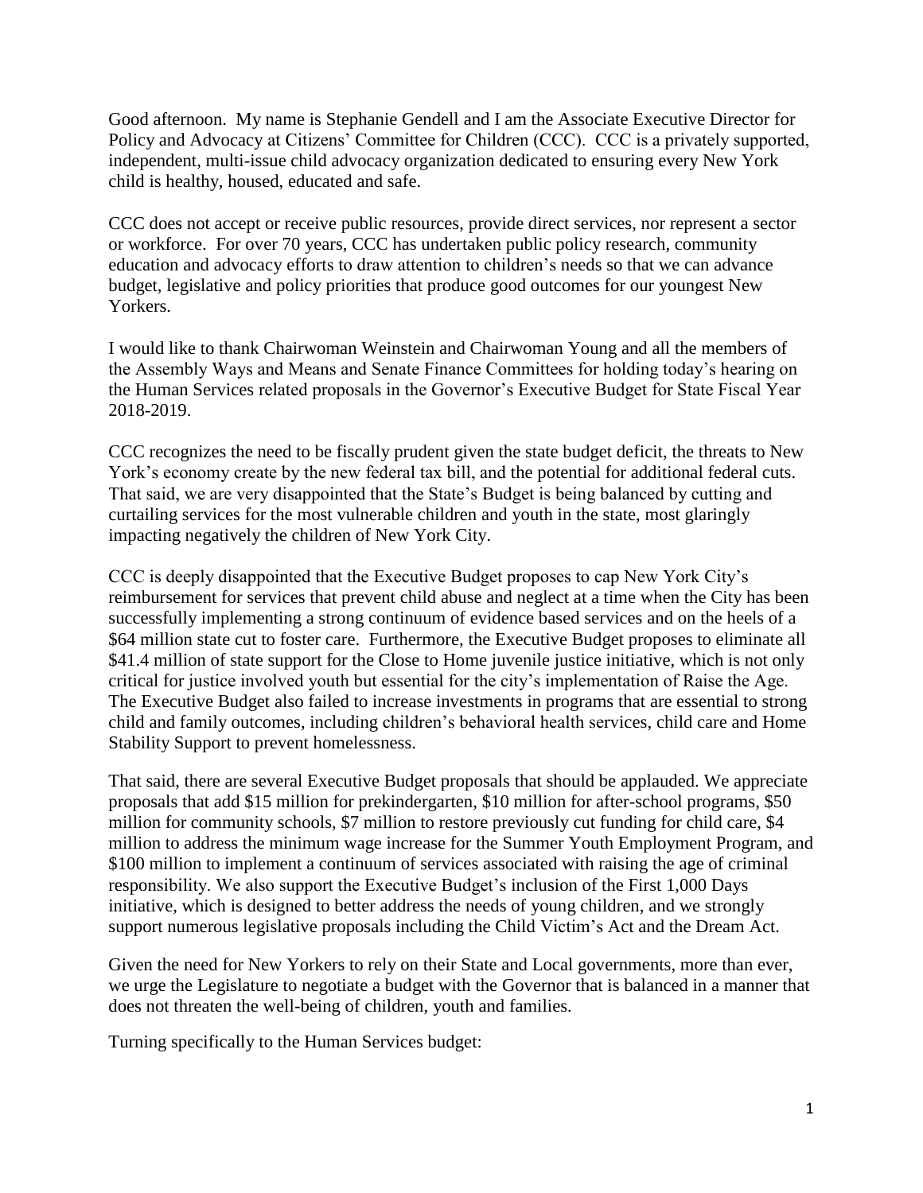Good afternoon. My name is Stephanie Gendell and I am the Associate Executive Director for Policy and Advocacy at Citizens' Committee for Children (CCC). CCC is a privately supported, independent, multi-issue child advocacy organization dedicated to ensuring every New York child is healthy, housed, educated and safe.

CCC does not accept or receive public resources, provide direct services, nor represent a sector or workforce. For over 70 years, CCC has undertaken public policy research, community education and advocacy efforts to draw attention to children's needs so that we can advance budget, legislative and policy priorities that produce good outcomes for our youngest New Yorkers.

I would like to thank Chairwoman Weinstein and Chairwoman Young and all the members of the Assembly Ways and Means and Senate Finance Committees for holding today's hearing on the Human Services related proposals in the Governor's Executive Budget for State Fiscal Year 2018-2019.

CCC recognizes the need to be fiscally prudent given the state budget deficit, the threats to New York's economy create by the new federal tax bill, and the potential for additional federal cuts. That said, we are very disappointed that the State's Budget is being balanced by cutting and curtailing services for the most vulnerable children and youth in the state, most glaringly impacting negatively the children of New York City.

CCC is deeply disappointed that the Executive Budget proposes to cap New York City's reimbursement for services that prevent child abuse and neglect at a time when the City has been successfully implementing a strong continuum of evidence based services and on the heels of a \$64 million state cut to foster care. Furthermore, the Executive Budget proposes to eliminate all \$41.4 million of state support for the Close to Home juvenile justice initiative, which is not only critical for justice involved youth but essential for the city's implementation of Raise the Age. The Executive Budget also failed to increase investments in programs that are essential to strong child and family outcomes, including children's behavioral health services, child care and Home Stability Support to prevent homelessness.

That said, there are several Executive Budget proposals that should be applauded. We appreciate proposals that add \$15 million for prekindergarten, \$10 million for after-school programs, \$50 million for community schools, \$7 million to restore previously cut funding for child care, \$4 million to address the minimum wage increase for the Summer Youth Employment Program, and \$100 million to implement a continuum of services associated with raising the age of criminal responsibility. We also support the Executive Budget's inclusion of the First 1,000 Days initiative, which is designed to better address the needs of young children, and we strongly support numerous legislative proposals including the Child Victim's Act and the Dream Act.

Given the need for New Yorkers to rely on their State and Local governments, more than ever, we urge the Legislature to negotiate a budget with the Governor that is balanced in a manner that does not threaten the well-being of children, youth and families.

Turning specifically to the Human Services budget: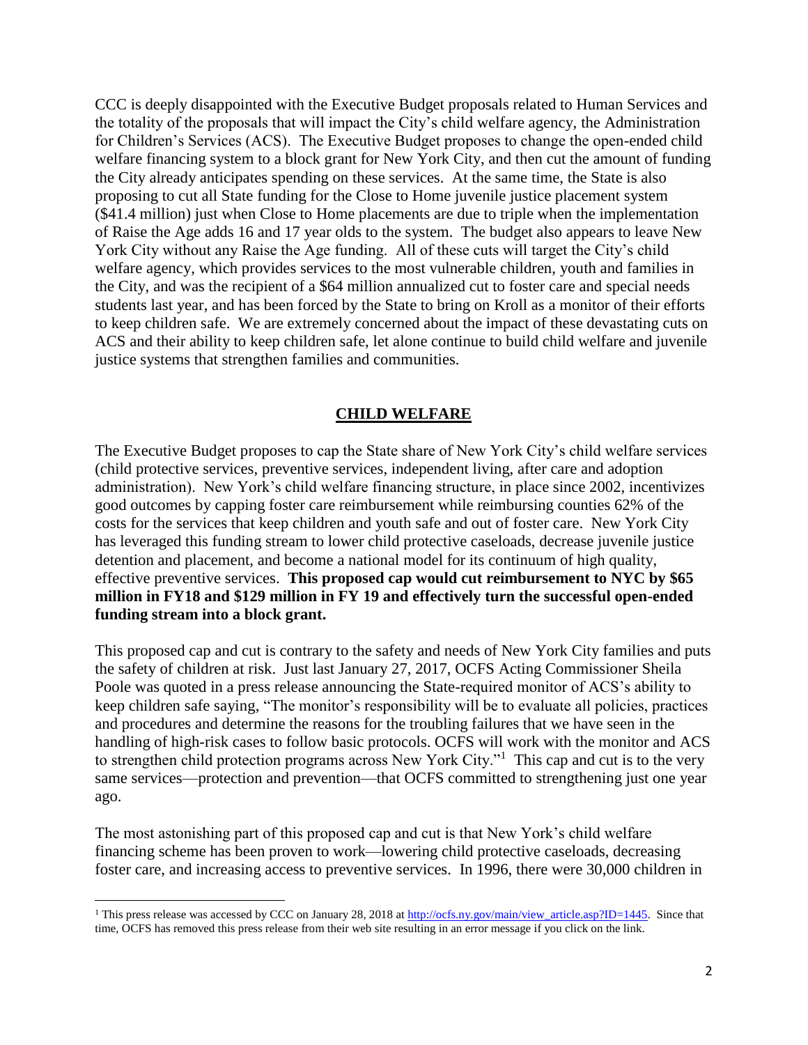CCC is deeply disappointed with the Executive Budget proposals related to Human Services and the totality of the proposals that will impact the City's child welfare agency, the Administration for Children's Services (ACS). The Executive Budget proposes to change the open-ended child welfare financing system to a block grant for New York City, and then cut the amount of funding the City already anticipates spending on these services. At the same time, the State is also proposing to cut all State funding for the Close to Home juvenile justice placement system ($41.4 million) just when Close to Home placements are due to triple when the implementation of Raise the Age adds 16 and 17 year olds to the system. The budget also appears to leave New York City without any Raise the Age funding. All of these cuts will target the City's child welfare agency, which provides services to the most vulnerable children, youth and families in the City, and was the recipient of a $64 million annualized cut to foster care and special needs students last year, and has been forced by the State to bring on Kroll as a monitor of their efforts to keep children safe. We are extremely concerned about the impact of these devastating cuts on ACS and their ability to keep children safe, let alone continue to build child welfare and juvenile justice systems that strengthen families and communities.

## CHILD WELFARE

The Executive Budget proposes to cap the State share of New York City's child welfare services (child protective services, preventive services, independent living, after care and adoption administration). New York's child welfare financing structure, in place since 2002, incentivizes good outcomes by capping foster care reimbursement while reimbursing counties 62% of the costs for the services that keep children and youth safe and out of foster care. New York City has leveraged this funding stream to lower child protective caseloads, decrease juvenile justice detention and placement, and become a national model for its continuum of high quality, effective preventive services. **This proposed cap would cut reimbursement to NYC by $65 million in FY18 and $129 million in FY 19 and effectively turn the successful open-ended funding stream into a block grant.**

This proposed cap and cut is contrary to the safety and needs of New York City families and puts the safety of children at risk. Just last January 27, 2017, OCFS Acting Commissioner Sheila Poole was quoted in a press release announcing the State-required monitor of ACS's ability to keep children safe saying, "The monitor's responsibility will be to evaluate all policies, practices and procedures and determine the reasons for the troubling failures that we have seen in the handling of high-risk cases to follow basic protocols. OCFS will work with the monitor and ACS to strengthen child protection programs across New York City."[1] This cap and cut is to the very same services—protection and prevention—that OCFS committed to strengthening just one year ago.

The most astonishing part of this proposed cap and cut is that New York's child welfare financing scheme has been proven to work—lowering child protective caseloads, decreasing foster care, and increasing access to preventive services. In 1996, there were 30,000 children in

[1] This press release was accessed by CCC on January 28, 2018 at http://ocfs.ny.gov/main/view_article.asp?ID=1445. Since that time, OCFS has removed this press release from their web site resulting in an error message if you click on the link.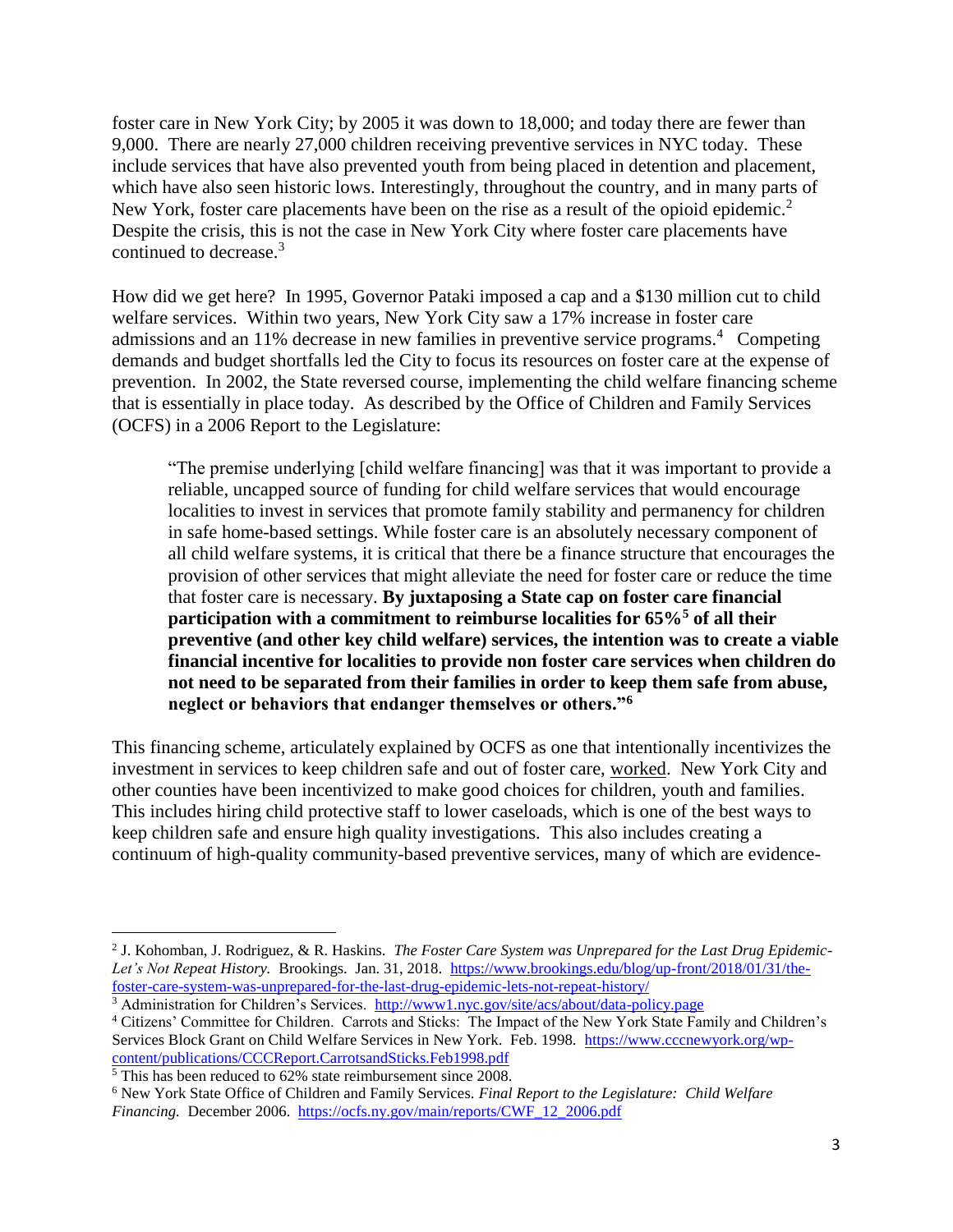foster care in New York City; by 2005 it was down to 18,000; and today there are fewer than 9,000. There are nearly 27,000 children receiving preventive services in NYC today. These include services that have also prevented youth from being placed in detention and placement, which have also seen historic lows. Interestingly, throughout the country, and in many parts of New York, foster care placements have been on the rise as a result of the opioid epidemic.[2] Despite the crisis, this is not the case in New York City where foster care placements have continued to decrease.[3]

How did we get here? In 1995, Governor Pataki imposed a cap and a $130 million cut to child welfare services. Within two years, New York City saw a 17% increase in foster care admissions and an 11% decrease in new families in preventive service programs.[4] Competing demands and budget shortfalls led the City to focus its resources on foster care at the expense of prevention. In 2002, the State reversed course, implementing the child welfare financing scheme that is essentially in place today. As described by the Office of Children and Family Services (OCFS) in a 2006 Report to the Legislature:

> "The premise underlying [child welfare financing] was that it was important to provide a reliable, uncapped source of funding for child welfare services that would encourage localities to invest in services that promote family stability and permanency for children in safe home-based settings. While foster care is an absolutely necessary component of all child welfare systems, it is critical that there be a finance structure that encourages the provision of other services that might alleviate the need for foster care or reduce the time that foster care is necessary. **By juxtaposing a State cap on foster care financial participation with a commitment to reimburse localities for 65%[5] of all their preventive (and other key child welfare) services, the intention was to create a viable financial incentive for localities to provide non foster care services when children do not need to be separated from their families in order to keep them safe from abuse, neglect or behaviors that endanger themselves or others."[6]**

This financing scheme, articulately explained by OCFS as one that intentionally incentivizes the investment in services to keep children safe and out of foster care, worked. New York City and other counties have been incentivized to make good choices for children, youth and families. This includes hiring child protective staff to lower caseloads, which is one of the best ways to keep children safe and ensure high quality investigations. This also includes creating a continuum of high-quality community-based preventive services, many of which are evidence-

---

[2] J. Kohomban, J. Rodriguez, & R. Haskins. *The Foster Care System was Unprepared for the Last Drug Epidemic-Let's Not Repeat History.* Brookings. Jan. 31, 2018. https://www.brookings.edu/blog/up-front/2018/01/31/the-foster-care-system-was-unprepared-for-the-last-drug-epidemic-lets-not-repeat-history/

[3] Administration for Children's Services. http://www1.nyc.gov/site/acs/about/data-policy.page

[4] Citizens' Committee for Children. Carrots and Sticks: The Impact of the New York State Family and Children's Services Block Grant on Child Welfare Services in New York. Feb. 1998. https://www.cccnewyork.org/wp-content/publications/CCCReport.CarrotsandSticks.Feb1998.pdf

[5] This has been reduced to 62% state reimbursement since 2008.

[6] New York State Office of Children and Family Services. *Final Report to the Legislature: Child Welfare Financing.* December 2006. https://ocfs.ny.gov/main/reports/CWF_12_2006.pdf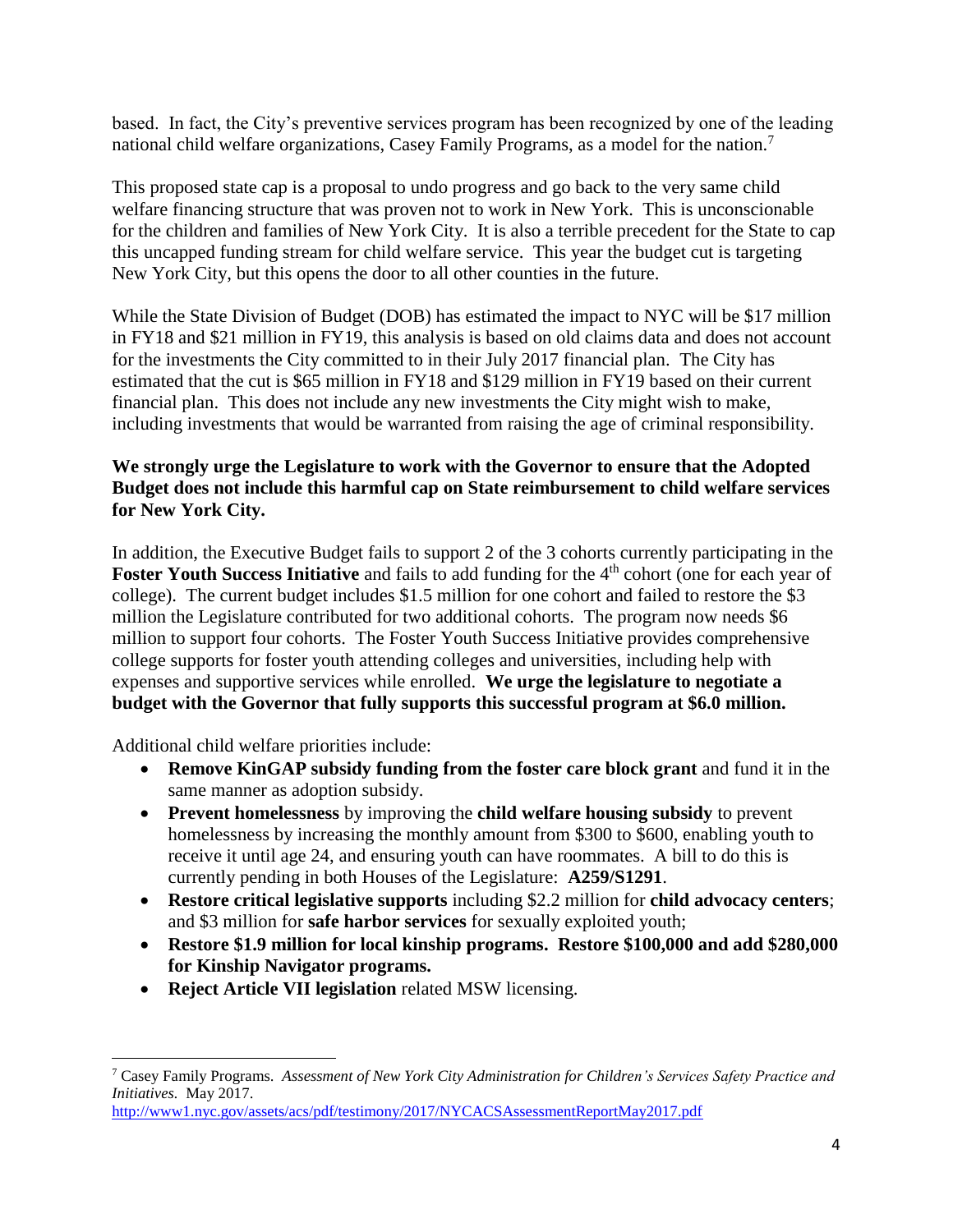based. In fact, the City's preventive services program has been recognized by one of the leading national child welfare organizations, Casey Family Programs, as a model for the nation.[7]

This proposed state cap is a proposal to undo progress and go back to the very same child welfare financing structure that was proven not to work in New York. This is unconscionable for the children and families of New York City. It is also a terrible precedent for the State to cap this uncapped funding stream for child welfare service. This year the budget cut is targeting New York City, but this opens the door to all other counties in the future.

While the State Division of Budget (DOB) has estimated the impact to NYC will be $17 million in FY18 and $21 million in FY19, this analysis is based on old claims data and does not account for the investments the City committed to in their July 2017 financial plan. The City has estimated that the cut is $65 million in FY18 and $129 million in FY19 based on their current financial plan. This does not include any new investments the City might wish to make, including investments that would be warranted from raising the age of criminal responsibility.

**We strongly urge the Legislature to work with the Governor to ensure that the Adopted Budget does not include this harmful cap on State reimbursement to child welfare services for New York City.**

In addition, the Executive Budget fails to support 2 of the 3 cohorts currently participating in the **Foster Youth Success Initiative** and fails to add funding for the 4th cohort (one for each year of college). The current budget includes $1.5 million for one cohort and failed to restore the $3 million the Legislature contributed for two additional cohorts. The program now needs $6 million to support four cohorts. The Foster Youth Success Initiative provides comprehensive college supports for foster youth attending colleges and universities, including help with expenses and supportive services while enrolled. **We urge the legislature to negotiate a budget with the Governor that fully supports this successful program at $6.0 million.**

Additional child welfare priorities include:

- **Remove KinGAP subsidy funding from the foster care block grant** and fund it in the same manner as adoption subsidy.
- **Prevent homelessness** by improving the **child welfare housing subsidy** to prevent homelessness by increasing the monthly amount from $300 to $600, enabling youth to receive it until age 24, and ensuring youth can have roommates. A bill to do this is currently pending in both Houses of the Legislature: **A259/S1291**.
- **Restore critical legislative supports** including $2.2 million for **child advocacy centers**; and $3 million for **safe harbor services** for sexually exploited youth;
- **Restore $1.9 million for local kinship programs. Restore $100,000 and add $280,000 for Kinship Navigator programs.**
- **Reject Article VII legislation** related MSW licensing.

---

[7] Casey Family Programs. *Assessment of New York City Administration for Children's Services Safety Practice and Initiatives.* May 2017. http://www1.nyc.gov/assets/acs/pdf/testimony/2017/NYCACSAssessmentReportMay2017.pdf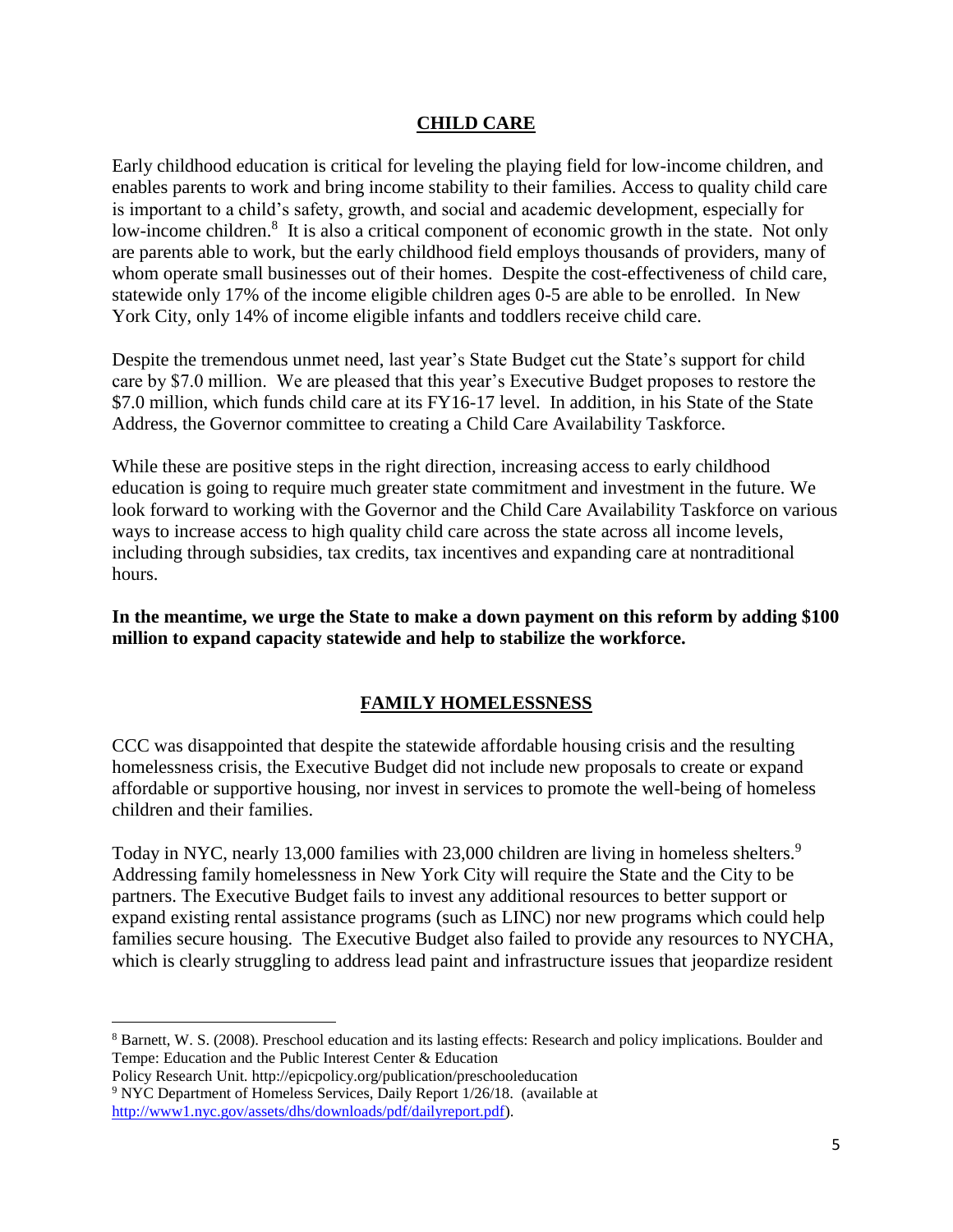## CHILD CARE

Early childhood education is critical for leveling the playing field for low-income children, and enables parents to work and bring income stability to their families. Access to quality child care is important to a child's safety, growth, and social and academic development, especially for low-income children.[8] It is also a critical component of economic growth in the state. Not only are parents able to work, but the early childhood field employs thousands of providers, many of whom operate small businesses out of their homes. Despite the cost-effectiveness of child care, statewide only 17% of the income eligible children ages 0-5 are able to be enrolled. In New York City, only 14% of income eligible infants and toddlers receive child care.

Despite the tremendous unmet need, last year's State Budget cut the State's support for child care by $7.0 million. We are pleased that this year's Executive Budget proposes to restore the $7.0 million, which funds child care at its FY16-17 level. In addition, in his State of the State Address, the Governor committee to creating a Child Care Availability Taskforce.

While these are positive steps in the right direction, increasing access to early childhood education is going to require much greater state commitment and investment in the future. We look forward to working with the Governor and the Child Care Availability Taskforce on various ways to increase access to high quality child care across the state across all income levels, including through subsidies, tax credits, tax incentives and expanding care at nontraditional hours.

**In the meantime, we urge the State to make a down payment on this reform by adding $100 million to expand capacity statewide and help to stabilize the workforce.**

## FAMILY HOMELESSNESS

CCC was disappointed that despite the statewide affordable housing crisis and the resulting homelessness crisis, the Executive Budget did not include new proposals to create or expand affordable or supportive housing, nor invest in services to promote the well-being of homeless children and their families.

Today in NYC, nearly 13,000 families with 23,000 children are living in homeless shelters.[9] Addressing family homelessness in New York City will require the State and the City to be partners. The Executive Budget fails to invest any additional resources to better support or expand existing rental assistance programs (such as LINC) nor new programs which could help families secure housing. The Executive Budget also failed to provide any resources to NYCHA, which is clearly struggling to address lead paint and infrastructure issues that jeopardize resident

---

[8] Barnett, W. S. (2008). Preschool education and its lasting effects: Research and policy implications. Boulder and Tempe: Education and the Public Interest Center & Education Policy Research Unit. http://epicpolicy.org/publication/preschooleducation

[9] NYC Department of Homeless Services, Daily Report 1/26/18. (available at http://www1.nyc.gov/assets/dhs/downloads/pdf/dailyreport.pdf).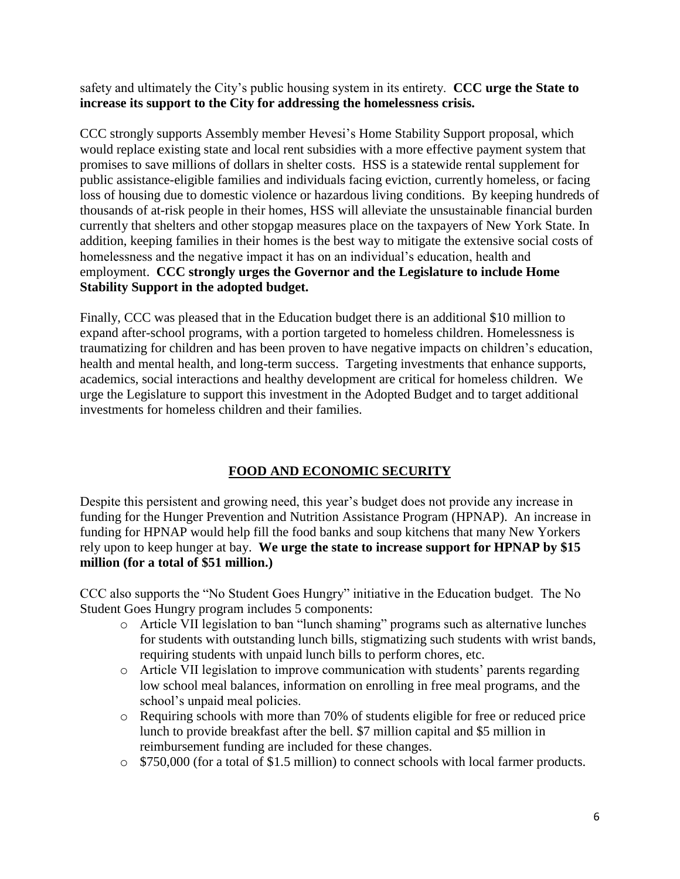safety and ultimately the City's public housing system in its entirety. **CCC urge the State to increase its support to the City for addressing the homelessness crisis.**

CCC strongly supports Assembly member Hevesi's Home Stability Support proposal, which would replace existing state and local rent subsidies with a more effective payment system that promises to save millions of dollars in shelter costs. HSS is a statewide rental supplement for public assistance-eligible families and individuals facing eviction, currently homeless, or facing loss of housing due to domestic violence or hazardous living conditions. By keeping hundreds of thousands of at-risk people in their homes, HSS will alleviate the unsustainable financial burden currently that shelters and other stopgap measures place on the taxpayers of New York State. In addition, keeping families in their homes is the best way to mitigate the extensive social costs of homelessness and the negative impact it has on an individual's education, health and employment. **CCC strongly urges the Governor and the Legislature to include Home Stability Support in the adopted budget.**

Finally, CCC was pleased that in the Education budget there is an additional $10 million to expand after-school programs, with a portion targeted to homeless children. Homelessness is traumatizing for children and has been proven to have negative impacts on children's education, health and mental health, and long-term success. Targeting investments that enhance supports, academics, social interactions and healthy development are critical for homeless children. We urge the Legislature to support this investment in the Adopted Budget and to target additional investments for homeless children and their families.

## FOOD AND ECONOMIC SECURITY

Despite this persistent and growing need, this year's budget does not provide any increase in funding for the Hunger Prevention and Nutrition Assistance Program (HPNAP). An increase in funding for HPNAP would help fill the food banks and soup kitchens that many New Yorkers rely upon to keep hunger at bay. **We urge the state to increase support for HPNAP by $15 million (for a total of $51 million.)**

CCC also supports the "No Student Goes Hungry" initiative in the Education budget. The No Student Goes Hungry program includes 5 components:

- Article VII legislation to ban "lunch shaming" programs such as alternative lunches for students with outstanding lunch bills, stigmatizing such students with wrist bands, requiring students with unpaid lunch bills to perform chores, etc.
- Article VII legislation to improve communication with students' parents regarding low school meal balances, information on enrolling in free meal programs, and the school's unpaid meal policies.
- Requiring schools with more than 70% of students eligible for free or reduced price lunch to provide breakfast after the bell. $7 million capital and $5 million in reimbursement funding are included for these changes.
- $750,000 (for a total of $1.5 million) to connect schools with local farmer products.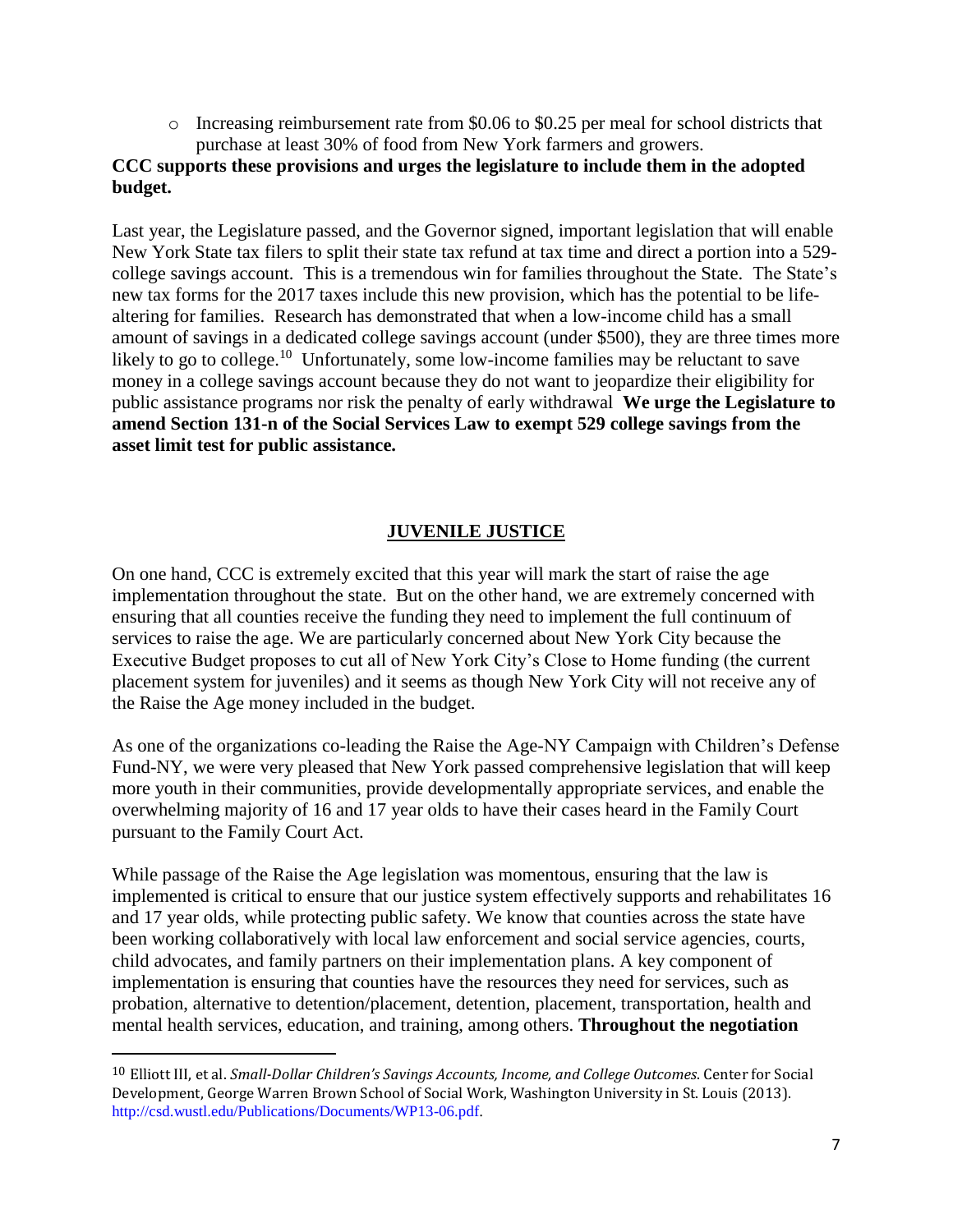- Increasing reimbursement rate from $0.06 to $0.25 per meal for school districts that purchase at least 30% of food from New York farmers and growers.

**CCC supports these provisions and urges the legislature to include them in the adopted budget.**

Last year, the Legislature passed, and the Governor signed, important legislation that will enable New York State tax filers to split their state tax refund at tax time and direct a portion into a 529-college savings account. This is a tremendous win for families throughout the State. The State's new tax forms for the 2017 taxes include this new provision, which has the potential to be life-altering for families. Research has demonstrated that when a low-income child has a small amount of savings in a dedicated college savings account (under $500), they are three times more likely to go to college.[10] Unfortunately, some low-income families may be reluctant to save money in a college savings account because they do not want to jeopardize their eligibility for public assistance programs nor risk the penalty of early withdrawal **We urge the Legislature to amend Section 131-n of the Social Services Law to exempt 529 college savings from the asset limit test for public assistance.**

## JUVENILE JUSTICE

On one hand, CCC is extremely excited that this year will mark the start of raise the age implementation throughout the state. But on the other hand, we are extremely concerned with ensuring that all counties receive the funding they need to implement the full continuum of services to raise the age. We are particularly concerned about New York City because the Executive Budget proposes to cut all of New York City's Close to Home funding (the current placement system for juveniles) and it seems as though New York City will not receive any of the Raise the Age money included in the budget.

As one of the organizations co-leading the Raise the Age-NY Campaign with Children's Defense Fund-NY, we were very pleased that New York passed comprehensive legislation that will keep more youth in their communities, provide developmentally appropriate services, and enable the overwhelming majority of 16 and 17 year olds to have their cases heard in the Family Court pursuant to the Family Court Act.

While passage of the Raise the Age legislation was momentous, ensuring that the law is implemented is critical to ensure that our justice system effectively supports and rehabilitates 16 and 17 year olds, while protecting public safety. We know that counties across the state have been working collaboratively with local law enforcement and social service agencies, courts, child advocates, and family partners on their implementation plans. A key component of implementation is ensuring that counties have the resources they need for services, such as probation, alternative to detention/placement, detention, placement, transportation, health and mental health services, education, and training, among others. **Throughout the negotiation**

---

[10] Elliott III, et al. *Small-Dollar Children's Savings Accounts, Income, and College Outcomes*. Center for Social Development, George Warren Brown School of Social Work, Washington University in St. Louis (2013). http://csd.wustl.edu/Publications/Documents/WP13-06.pdf.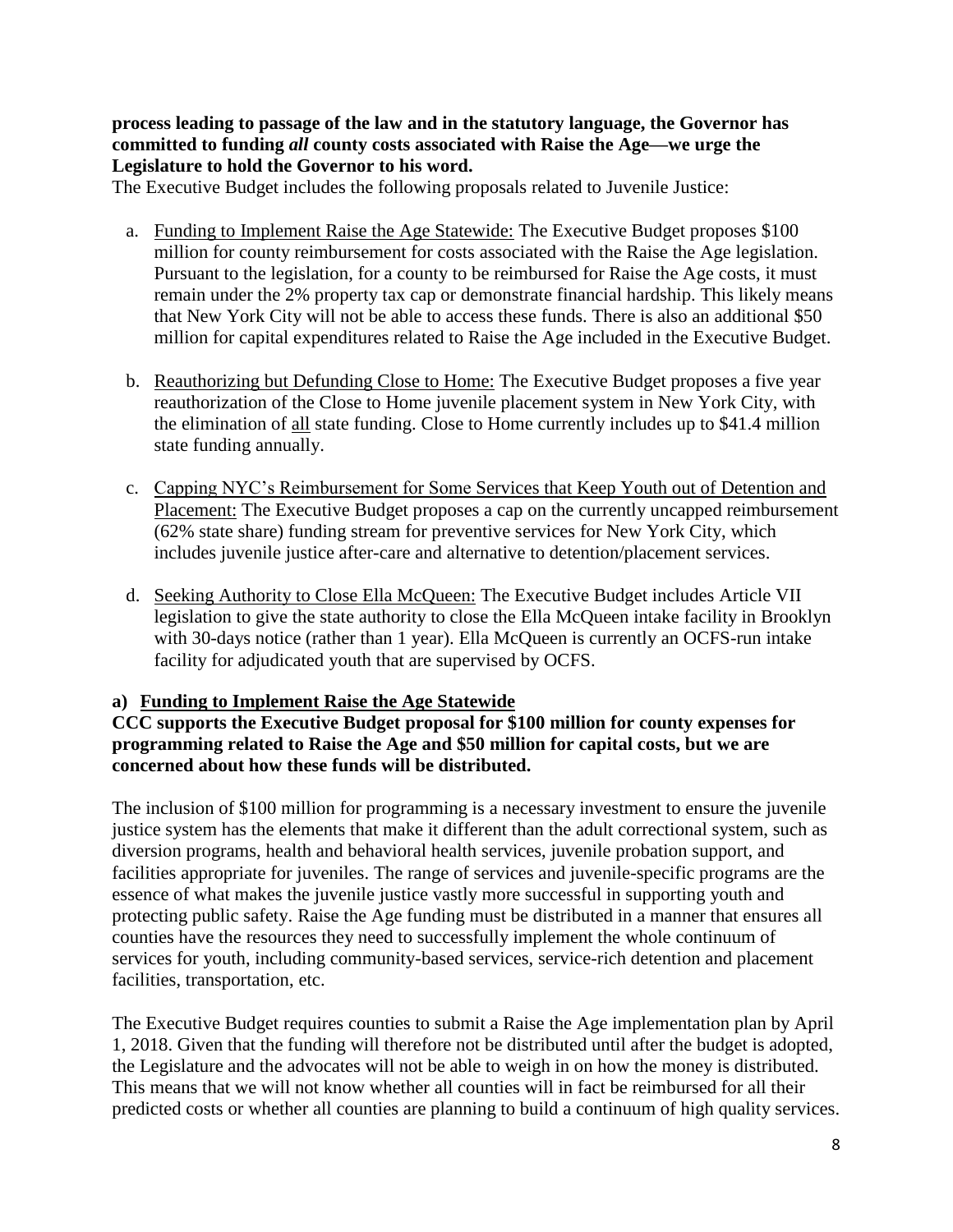**process leading to passage of the law and in the statutory language, the Governor has committed to funding *all* county costs associated with Raise the Age—we urge the Legislature to hold the Governor to his word.**

The Executive Budget includes the following proposals related to Juvenile Justice:

a. Funding to Implement Raise the Age Statewide: The Executive Budget proposes $100 million for county reimbursement for costs associated with the Raise the Age legislation. Pursuant to the legislation, for a county to be reimbursed for Raise the Age costs, it must remain under the 2% property tax cap or demonstrate financial hardship. This likely means that New York City will not be able to access these funds. There is also an additional $50 million for capital expenditures related to Raise the Age included in the Executive Budget.

b. Reauthorizing but Defunding Close to Home: The Executive Budget proposes a five year reauthorization of the Close to Home juvenile placement system in New York City, with the elimination of all state funding. Close to Home currently includes up to $41.4 million state funding annually.

c. Capping NYC's Reimbursement for Some Services that Keep Youth out of Detention and Placement: The Executive Budget proposes a cap on the currently uncapped reimbursement (62% state share) funding stream for preventive services for New York City, which includes juvenile justice after-care and alternative to detention/placement services.

d. Seeking Authority to Close Ella McQueen: The Executive Budget includes Article VII legislation to give the state authority to close the Ella McQueen intake facility in Brooklyn with 30-days notice (rather than 1 year). Ella McQueen is currently an OCFS-run intake facility for adjudicated youth that are supervised by OCFS.

### a) Funding to Implement Raise the Age Statewide

**CCC supports the Executive Budget proposal for $100 million for county expenses for programming related to Raise the Age and $50 million for capital costs, but we are concerned about how these funds will be distributed.**

The inclusion of $100 million for programming is a necessary investment to ensure the juvenile justice system has the elements that make it different than the adult correctional system, such as diversion programs, health and behavioral health services, juvenile probation support, and facilities appropriate for juveniles. The range of services and juvenile-specific programs are the essence of what makes the juvenile justice vastly more successful in supporting youth and protecting public safety. Raise the Age funding must be distributed in a manner that ensures all counties have the resources they need to successfully implement the whole continuum of services for youth, including community-based services, service-rich detention and placement facilities, transportation, etc.

The Executive Budget requires counties to submit a Raise the Age implementation plan by April 1, 2018. Given that the funding will therefore not be distributed until after the budget is adopted, the Legislature and the advocates will not be able to weigh in on how the money is distributed. This means that we will not know whether all counties will in fact be reimbursed for all their predicted costs or whether all counties are planning to build a continuum of high quality services.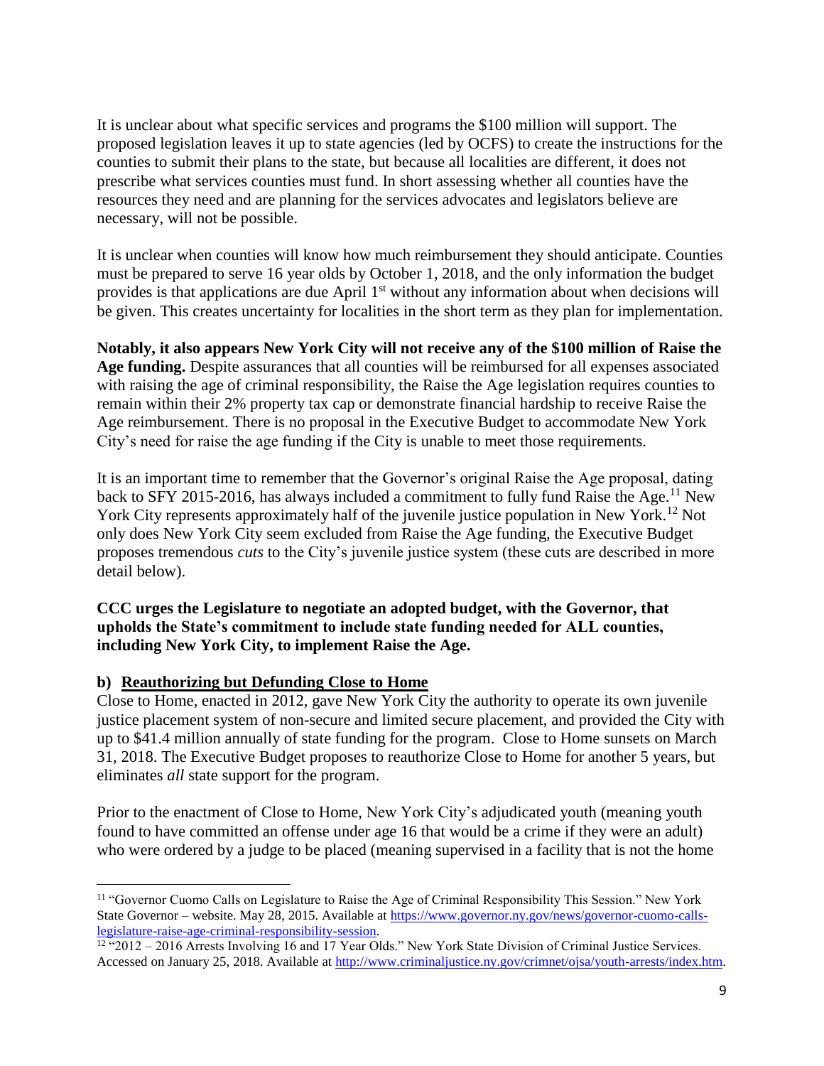It is unclear about what specific services and programs the $100 million will support. The proposed legislation leaves it up to state agencies (led by OCFS) to create the instructions for the counties to submit their plans to the state, but because all localities are different, it does not prescribe what services counties must fund. In short assessing whether all counties have the resources they need and are planning for the services advocates and legislators believe are necessary, will not be possible.

It is unclear when counties will know how much reimbursement they should anticipate. Counties must be prepared to serve 16 year olds by October 1, 2018, and the only information the budget provides is that applications are due April 1st without any information about when decisions will be given. This creates uncertainty for localities in the short term as they plan for implementation.

**Notably, it also appears New York City will not receive any of the $100 million of Raise the Age funding.** Despite assurances that all counties will be reimbursed for all expenses associated with raising the age of criminal responsibility, the Raise the Age legislation requires counties to remain within their 2% property tax cap or demonstrate financial hardship to receive Raise the Age reimbursement. There is no proposal in the Executive Budget to accommodate New York City's need for raise the age funding if the City is unable to meet those requirements.

It is an important time to remember that the Governor's original Raise the Age proposal, dating back to SFY 2015-2016, has always included a commitment to fully fund Raise the Age.[11] New York City represents approximately half of the juvenile justice population in New York.[12] Not only does New York City seem excluded from Raise the Age funding, the Executive Budget proposes tremendous *cuts* to the City's juvenile justice system (these cuts are described in more detail below).

**CCC urges the Legislature to negotiate an adopted budget, with the Governor, that upholds the State's commitment to include state funding needed for ALL counties, including New York City, to implement Raise the Age.**

### b) Reauthorizing but Defunding Close to Home

Close to Home, enacted in 2012, gave New York City the authority to operate its own juvenile justice placement system of non-secure and limited secure placement, and provided the City with up to $41.4 million annually of state funding for the program. Close to Home sunsets on March 31, 2018. The Executive Budget proposes to reauthorize Close to Home for another 5 years, but eliminates *all* state support for the program.

Prior to the enactment of Close to Home, New York City's adjudicated youth (meaning youth found to have committed an offense under age 16 that would be a crime if they were an adult) who were ordered by a judge to be placed (meaning supervised in a facility that is not the home

---

[11] "Governor Cuomo Calls on Legislature to Raise the Age of Criminal Responsibility This Session." New York State Governor – website. May 28, 2015. Available at https://www.governor.ny.gov/news/governor-cuomo-calls-legislature-raise-age-criminal-responsibility-session.

[12] "2012 – 2016 Arrests Involving 16 and 17 Year Olds." New York State Division of Criminal Justice Services. Accessed on January 25, 2018. Available at http://www.criminaljustice.ny.gov/crimnet/ojsa/youth-arrests/index.htm.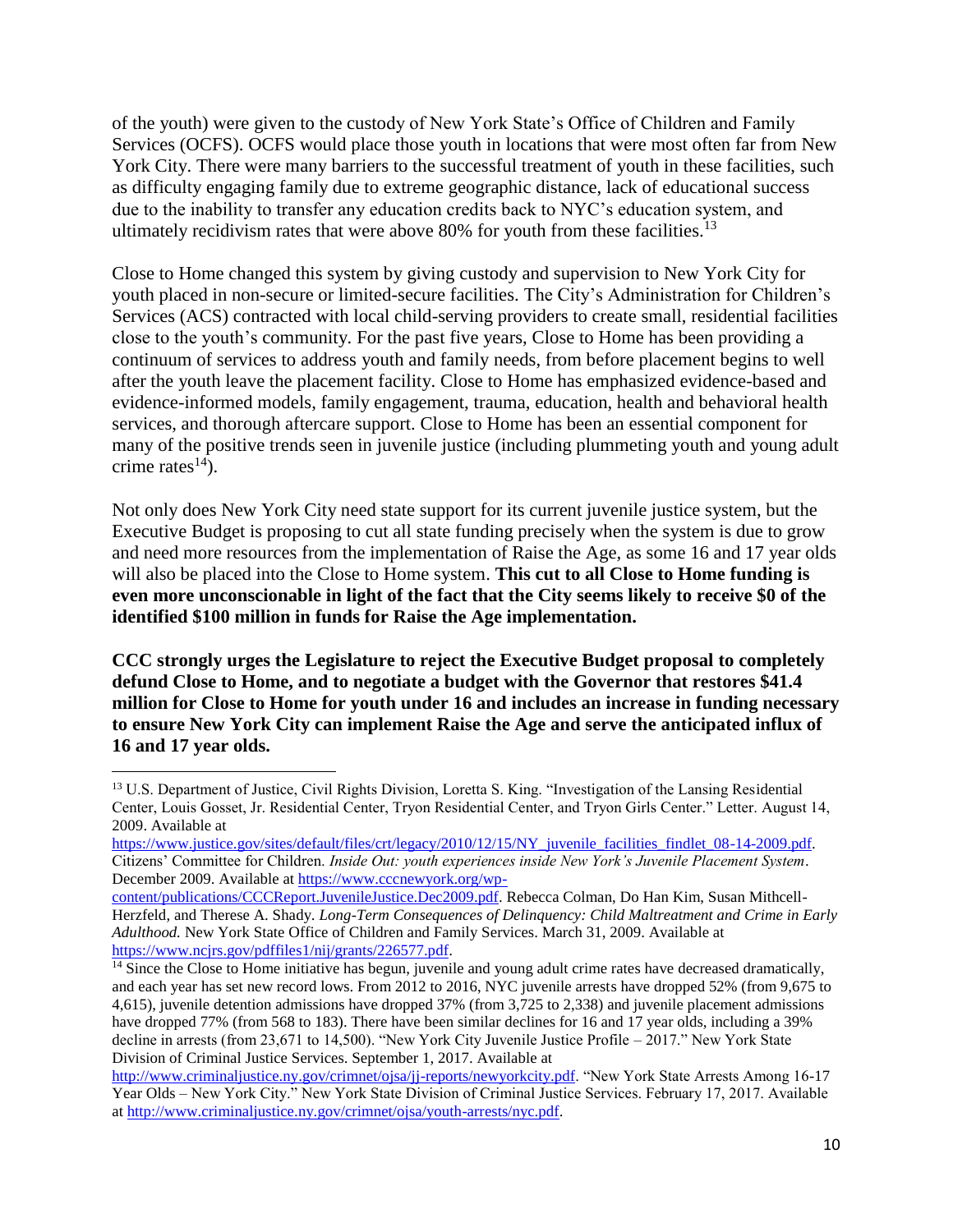of the youth) were given to the custody of New York State's Office of Children and Family Services (OCFS). OCFS would place those youth in locations that were most often far from New York City. There were many barriers to the successful treatment of youth in these facilities, such as difficulty engaging family due to extreme geographic distance, lack of educational success due to the inability to transfer any education credits back to NYC's education system, and ultimately recidivism rates that were above 80% for youth from these facilities.[13]

Close to Home changed this system by giving custody and supervision to New York City for youth placed in non-secure or limited-secure facilities. The City's Administration for Children's Services (ACS) contracted with local child-serving providers to create small, residential facilities close to the youth's community. For the past five years, Close to Home has been providing a continuum of services to address youth and family needs, from before placement begins to well after the youth leave the placement facility. Close to Home has emphasized evidence-based and evidence-informed models, family engagement, trauma, education, health and behavioral health services, and thorough aftercare support. Close to Home has been an essential component for many of the positive trends seen in juvenile justice (including plummeting youth and young adult crime rates[14]).

Not only does New York City need state support for its current juvenile justice system, but the Executive Budget is proposing to cut all state funding precisely when the system is due to grow and need more resources from the implementation of Raise the Age, as some 16 and 17 year olds will also be placed into the Close to Home system. **This cut to all Close to Home funding is even more unconscionable in light of the fact that the City seems likely to receive $0 of the identified $100 million in funds for Raise the Age implementation.**

**CCC strongly urges the Legislature to reject the Executive Budget proposal to completely defund Close to Home, and to negotiate a budget with the Governor that restores $41.4 million for Close to Home for youth under 16 and includes an increase in funding necessary to ensure New York City can implement Raise the Age and serve the anticipated influx of 16 and 17 year olds.**

---

[13] U.S. Department of Justice, Civil Rights Division, Loretta S. King. "Investigation of the Lansing Residential Center, Louis Gosset, Jr. Residential Center, Tryon Residential Center, and Tryon Girls Center." Letter. August 14, 2009. Available at https://www.justice.gov/sites/default/files/crt/legacy/2010/12/15/NY_juvenile_facilities_findlet_08-14-2009.pdf. Citizens' Committee for Children. *Inside Out: youth experiences inside New York's Juvenile Placement System*. December 2009. Available at https://www.cccnewyork.org/wp-content/publications/CCCReport.JuvenileJustice.Dec2009.pdf. Rebecca Colman, Do Han Kim, Susan Mitchell-Herzfeld, and Therese A. Shady. *Long-Term Consequences of Delinquency: Child Maltreatment and Crime in Early Adulthood.* New York State Office of Children and Family Services. March 31, 2009. Available at https://www.ncjrs.gov/pdffiles1/nij/grants/226577.pdf.

[14] Since the Close to Home initiative has begun, juvenile and young adult crime rates have decreased dramatically, and each year has set new record lows. From 2012 to 2016, NYC juvenile arrests have dropped 52% (from 9,675 to 4,615), juvenile detention admissions have dropped 37% (from 3,725 to 2,338) and juvenile placement admissions have dropped 77% (from 568 to 183). There have been similar declines for 16 and 17 year olds, including a 39% decline in arrests (from 23,671 to 14,500). "New York City Juvenile Justice Profile – 2017." New York State Division of Criminal Justice Services. September 1, 2017. Available at http://www.criminaljustice.ny.gov/crimnet/ojsa/jj-reports/newyorkcity.pdf. "New York State Arrests Among 16-17 Year Olds – New York City." New York State Division of Criminal Justice Services. February 17, 2017. Available at http://www.criminaljustice.ny.gov/crimnet/ojsa/youth-arrests/nyc.pdf.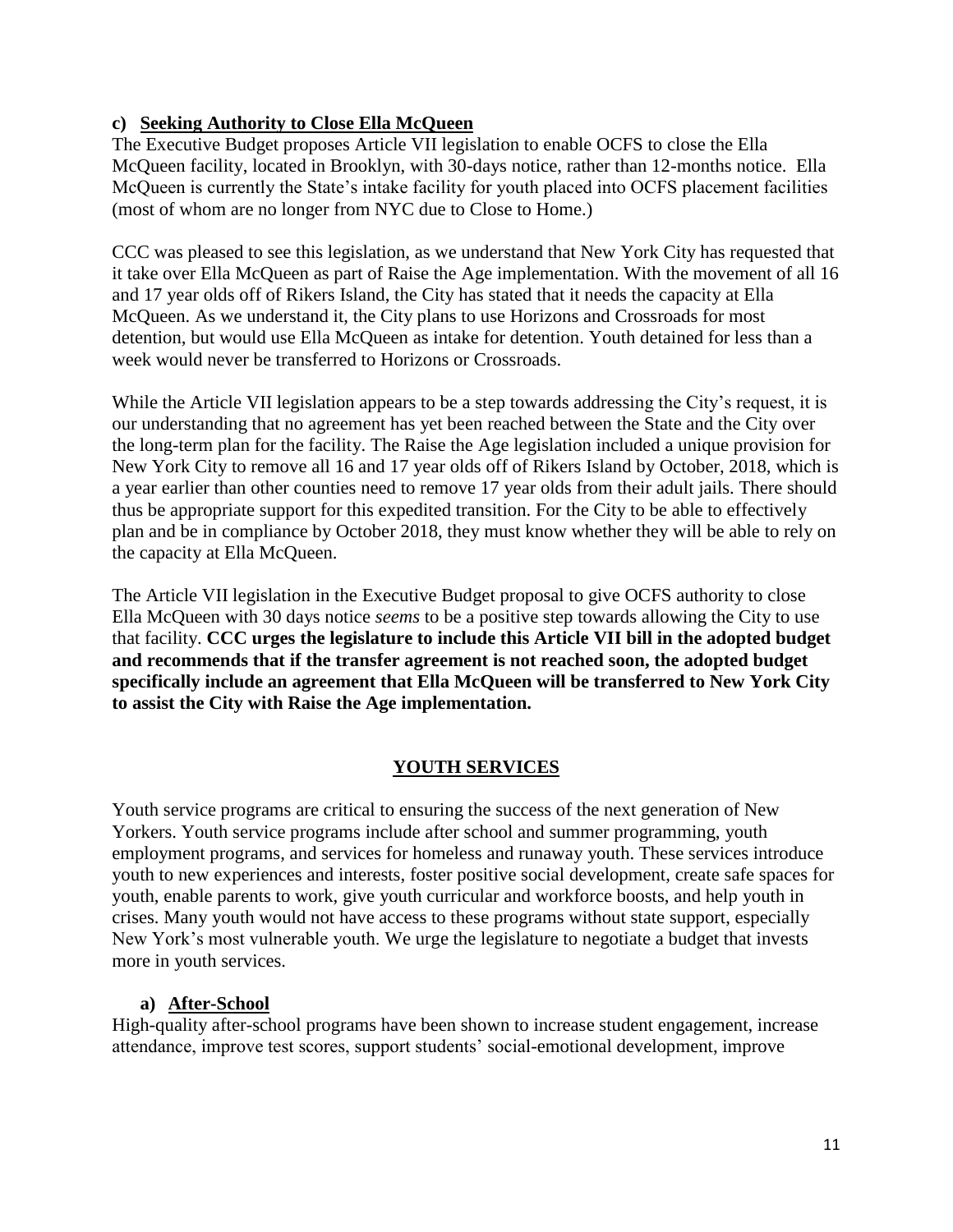### c) Seeking Authority to Close Ella McQueen

The Executive Budget proposes Article VII legislation to enable OCFS to close the Ella McQueen facility, located in Brooklyn, with 30-days notice, rather than 12-months notice. Ella McQueen is currently the State's intake facility for youth placed into OCFS placement facilities (most of whom are no longer from NYC due to Close to Home.)

CCC was pleased to see this legislation, as we understand that New York City has requested that it take over Ella McQueen as part of Raise the Age implementation. With the movement of all 16 and 17 year olds off of Rikers Island, the City has stated that it needs the capacity at Ella McQueen. As we understand it, the City plans to use Horizons and Crossroads for most detention, but would use Ella McQueen as intake for detention. Youth detained for less than a week would never be transferred to Horizons or Crossroads.

While the Article VII legislation appears to be a step towards addressing the City's request, it is our understanding that no agreement has yet been reached between the State and the City over the long-term plan for the facility. The Raise the Age legislation included a unique provision for New York City to remove all 16 and 17 year olds off of Rikers Island by October, 2018, which is a year earlier than other counties need to remove 17 year olds from their adult jails. There should thus be appropriate support for this expedited transition. For the City to be able to effectively plan and be in compliance by October 2018, they must know whether they will be able to rely on the capacity at Ella McQueen.

The Article VII legislation in the Executive Budget proposal to give OCFS authority to close Ella McQueen with 30 days notice *seems* to be a positive step towards allowing the City to use that facility. **CCC urges the legislature to include this Article VII bill in the adopted budget and recommends that if the transfer agreement is not reached soon, the adopted budget specifically include an agreement that Ella McQueen will be transferred to New York City to assist the City with Raise the Age implementation.**

## YOUTH SERVICES

Youth service programs are critical to ensuring the success of the next generation of New Yorkers. Youth service programs include after school and summer programming, youth employment programs, and services for homeless and runaway youth. These services introduce youth to new experiences and interests, foster positive social development, create safe spaces for youth, enable parents to work, give youth curricular and workforce boosts, and help youth in crises. Many youth would not have access to these programs without state support, especially New York's most vulnerable youth. We urge the legislature to negotiate a budget that invests more in youth services.

### a) After-School

High-quality after-school programs have been shown to increase student engagement, increase attendance, improve test scores, support students' social-emotional development, improve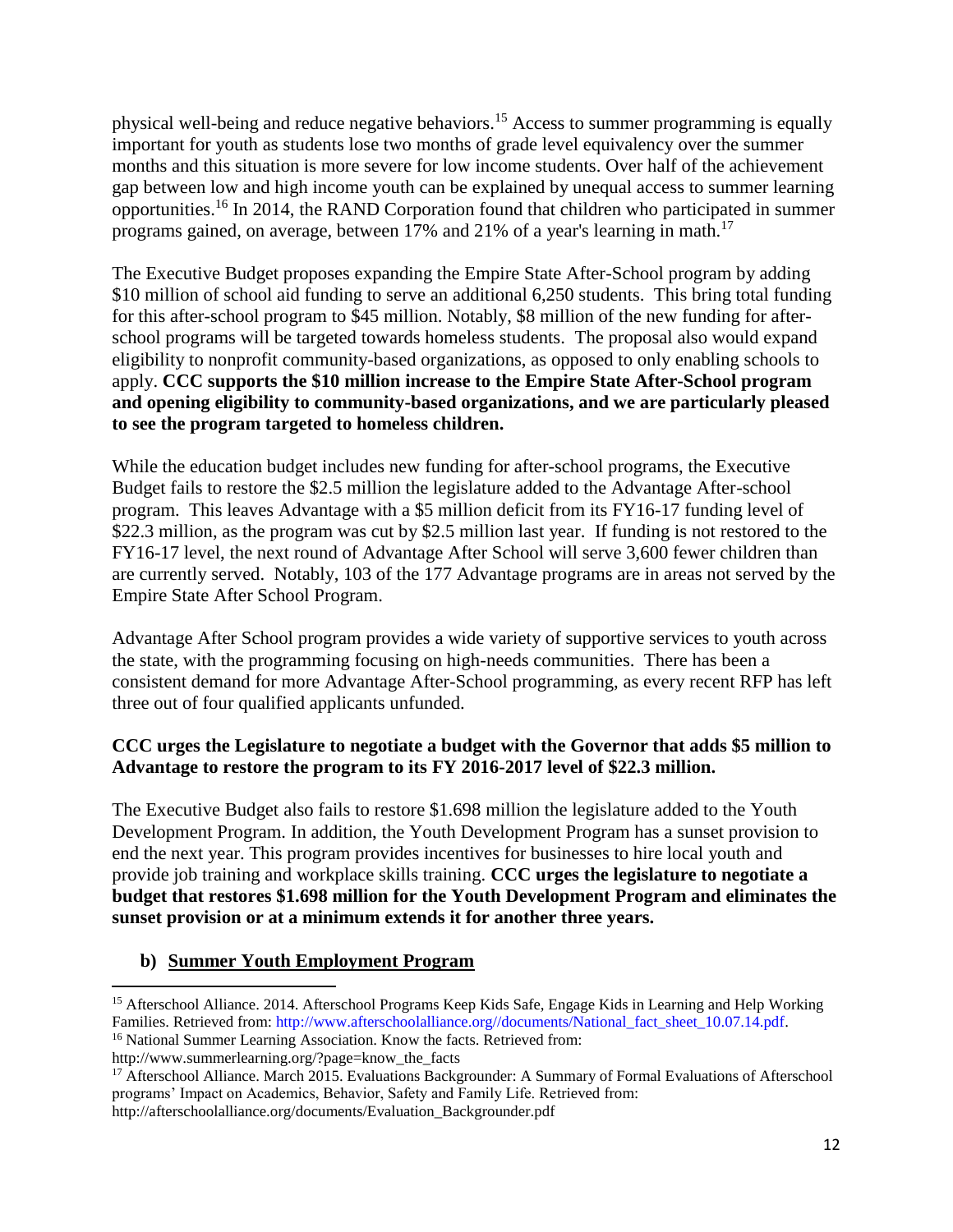physical well-being and reduce negative behaviors.[15] Access to summer programming is equally important for youth as students lose two months of grade level equivalency over the summer months and this situation is more severe for low income students. Over half of the achievement gap between low and high income youth can be explained by unequal access to summer learning opportunities.[16] In 2014, the RAND Corporation found that children who participated in summer programs gained, on average, between 17% and 21% of a year's learning in math.[17]

The Executive Budget proposes expanding the Empire State After-School program by adding $10 million of school aid funding to serve an additional 6,250 students. This bring total funding for this after-school program to $45 million. Notably, $8 million of the new funding for after-school programs will be targeted towards homeless students. The proposal also would expand eligibility to nonprofit community-based organizations, as opposed to only enabling schools to apply. **CCC supports the $10 million increase to the Empire State After-School program and opening eligibility to community-based organizations, and we are particularly pleased to see the program targeted to homeless children.**

While the education budget includes new funding for after-school programs, the Executive Budget fails to restore the $2.5 million the legislature added to the Advantage After-school program. This leaves Advantage with a $5 million deficit from its FY16-17 funding level of $22.3 million, as the program was cut by $2.5 million last year. If funding is not restored to the FY16-17 level, the next round of Advantage After School will serve 3,600 fewer children than are currently served. Notably, 103 of the 177 Advantage programs are in areas not served by the Empire State After School Program.

Advantage After School program provides a wide variety of supportive services to youth across the state, with the programming focusing on high-needs communities. There has been a consistent demand for more Advantage After-School programming, as every recent RFP has left three out of four qualified applicants unfunded.

**CCC urges the Legislature to negotiate a budget with the Governor that adds $5 million to Advantage to restore the program to its FY 2016-2017 level of $22.3 million.**

The Executive Budget also fails to restore $1.698 million the legislature added to the Youth Development Program. In addition, the Youth Development Program has a sunset provision to end the next year. This program provides incentives for businesses to hire local youth and provide job training and workplace skills training. **CCC urges the legislature to negotiate a budget that restores $1.698 million for the Youth Development Program and eliminates the sunset provision or at a minimum extends it for another three years.**

### b) Summer Youth Employment Program

---

[15] Afterschool Alliance. 2014. Afterschool Programs Keep Kids Safe, Engage Kids in Learning and Help Working Families. Retrieved from: http://www.afterschoolalliance.org//documents/National_fact_sheet_10.07.14.pdf.

[16] National Summer Learning Association. Know the facts. Retrieved from: http://www.summerlearning.org/?page=know_the_facts

[17] Afterschool Alliance. March 2015. Evaluations Backgrounder: A Summary of Formal Evaluations of Afterschool programs' Impact on Academics, Behavior, Safety and Family Life. Retrieved from: http://afterschoolalliance.org/documents/Evaluation_Backgrounder.pdf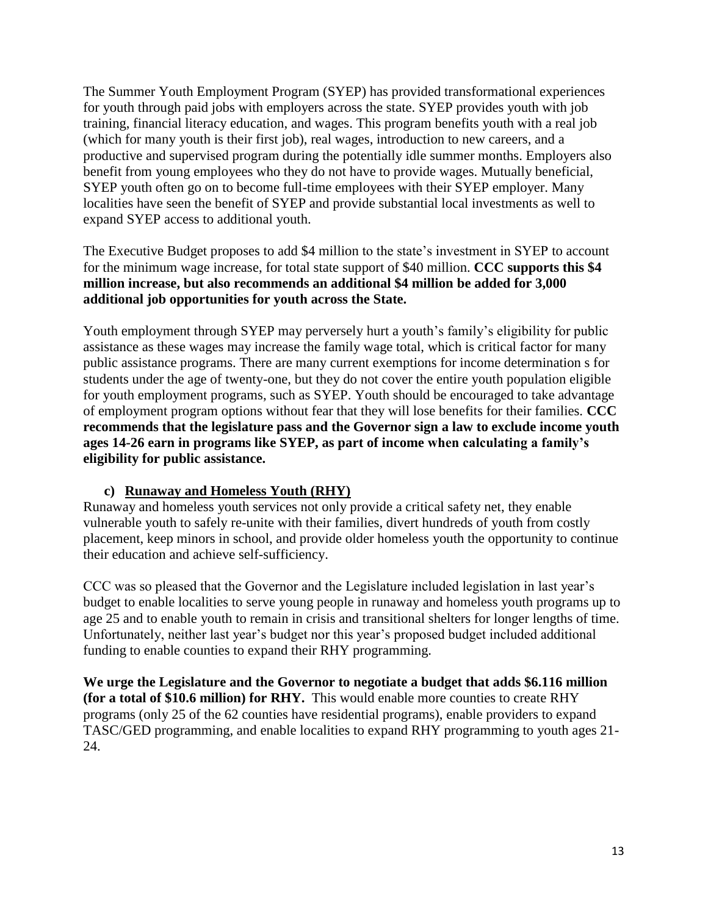The Summer Youth Employment Program (SYEP) has provided transformational experiences for youth through paid jobs with employers across the state. SYEP provides youth with job training, financial literacy education, and wages. This program benefits youth with a real job (which for many youth is their first job), real wages, introduction to new careers, and a productive and supervised program during the potentially idle summer months. Employers also benefit from young employees who they do not have to provide wages. Mutually beneficial, SYEP youth often go on to become full-time employees with their SYEP employer. Many localities have seen the benefit of SYEP and provide substantial local investments as well to expand SYEP access to additional youth.

The Executive Budget proposes to add $4 million to the state's investment in SYEP to account for the minimum wage increase, for total state support of $40 million. **CCC supports this $4 million increase, but also recommends an additional $4 million be added for 3,000 additional job opportunities for youth across the State.**

Youth employment through SYEP may perversely hurt a youth's family's eligibility for public assistance as these wages may increase the family wage total, which is critical factor for many public assistance programs. There are many current exemptions for income determination s for students under the age of twenty-one, but they do not cover the entire youth population eligible for youth employment programs, such as SYEP. Youth should be encouraged to take advantage of employment program options without fear that they will lose benefits for their families. **CCC recommends that the legislature pass and the Governor sign a law to exclude income youth ages 14-26 earn in programs like SYEP, as part of income when calculating a family's eligibility for public assistance.**

### c) Runaway and Homeless Youth (RHY)

Runaway and homeless youth services not only provide a critical safety net, they enable vulnerable youth to safely re-unite with their families, divert hundreds of youth from costly placement, keep minors in school, and provide older homeless youth the opportunity to continue their education and achieve self-sufficiency.

CCC was so pleased that the Governor and the Legislature included legislation in last year's budget to enable localities to serve young people in runaway and homeless youth programs up to age 25 and to enable youth to remain in crisis and transitional shelters for longer lengths of time. Unfortunately, neither last year's budget nor this year's proposed budget included additional funding to enable counties to expand their RHY programming.

**We urge the Legislature and the Governor to negotiate a budget that adds $6.116 million (for a total of $10.6 million) for RHY.** This would enable more counties to create RHY programs (only 25 of the 62 counties have residential programs), enable providers to expand TASC/GED programming, and enable localities to expand RHY programming to youth ages 21-24.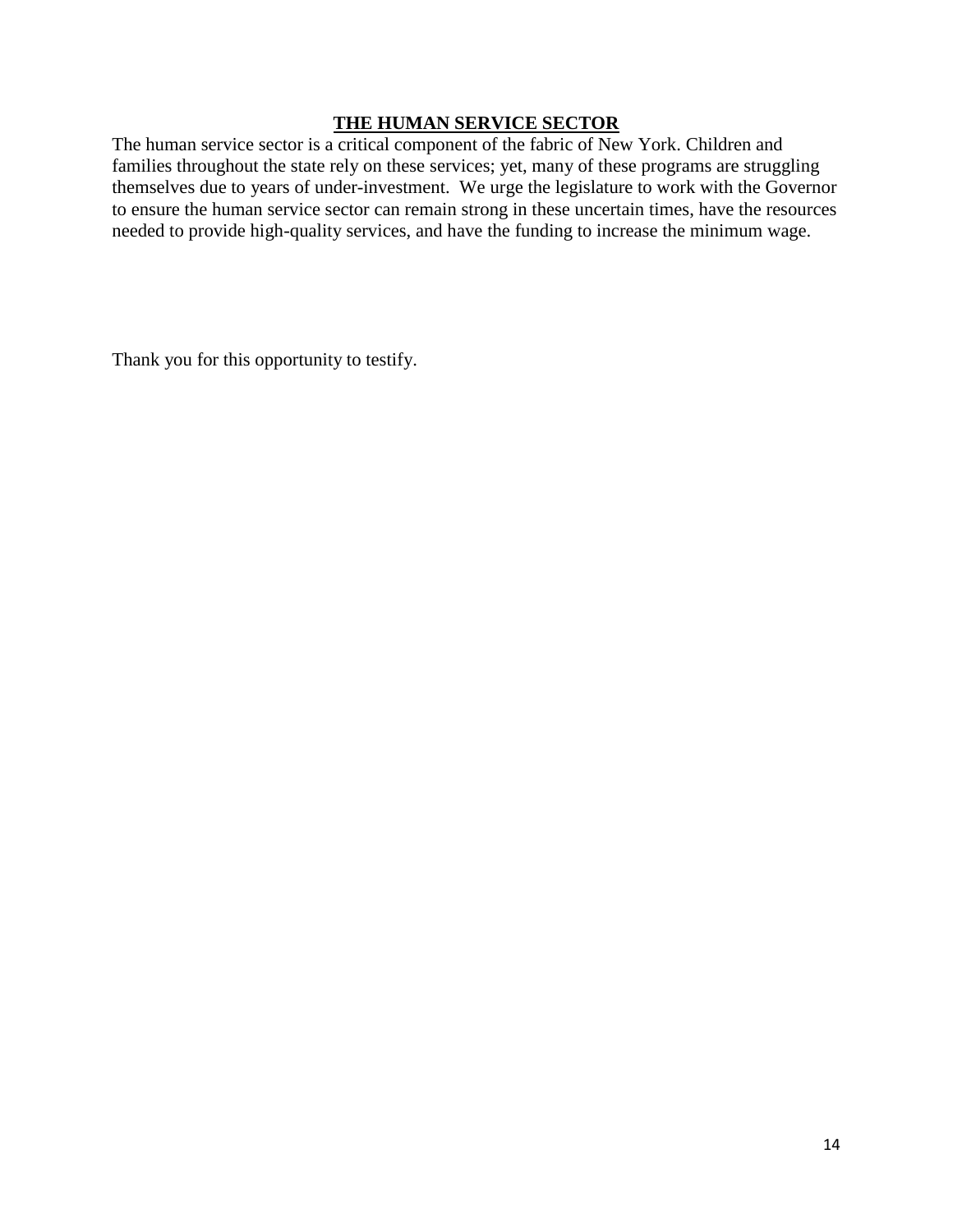## THE HUMAN SERVICE SECTOR

The human service sector is a critical component of the fabric of New York. Children and families throughout the state rely on these services; yet, many of these programs are struggling themselves due to years of under-investment. We urge the legislature to work with the Governor to ensure the human service sector can remain strong in these uncertain times, have the resources needed to provide high-quality services, and have the funding to increase the minimum wage.

Thank you for this opportunity to testify.